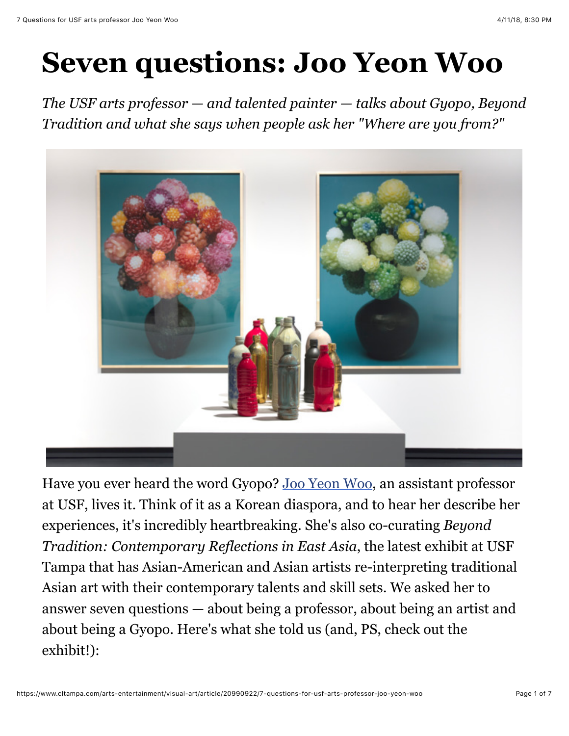# Seven questions: Joo Yeon Woo

*The USF arts professor — and talented painter — talks about Gyopo, Beyond Tradition and what she says when people ask her "Where are you from?"*

Have you ever heard the word Gyopo? Joo Yeon Woo, an assistant professor at USF, lives it. Think of it as a Korean diaspora, and to hear her describe her experiences, it's incredibly heartbreaking. She's also co-curating *Beyond Tradition: Contemporary Reflections in East Asia*, the latest exhibit at USF Tampa that has Asian-American and Asian artists re-interpreting traditional Asian art with their contemporary talents and skill sets. We asked her to answer seven questions — about being a professor, about being an artist and about being a Gyopo. Here's what she told us (and, PS, check out the exhibit!):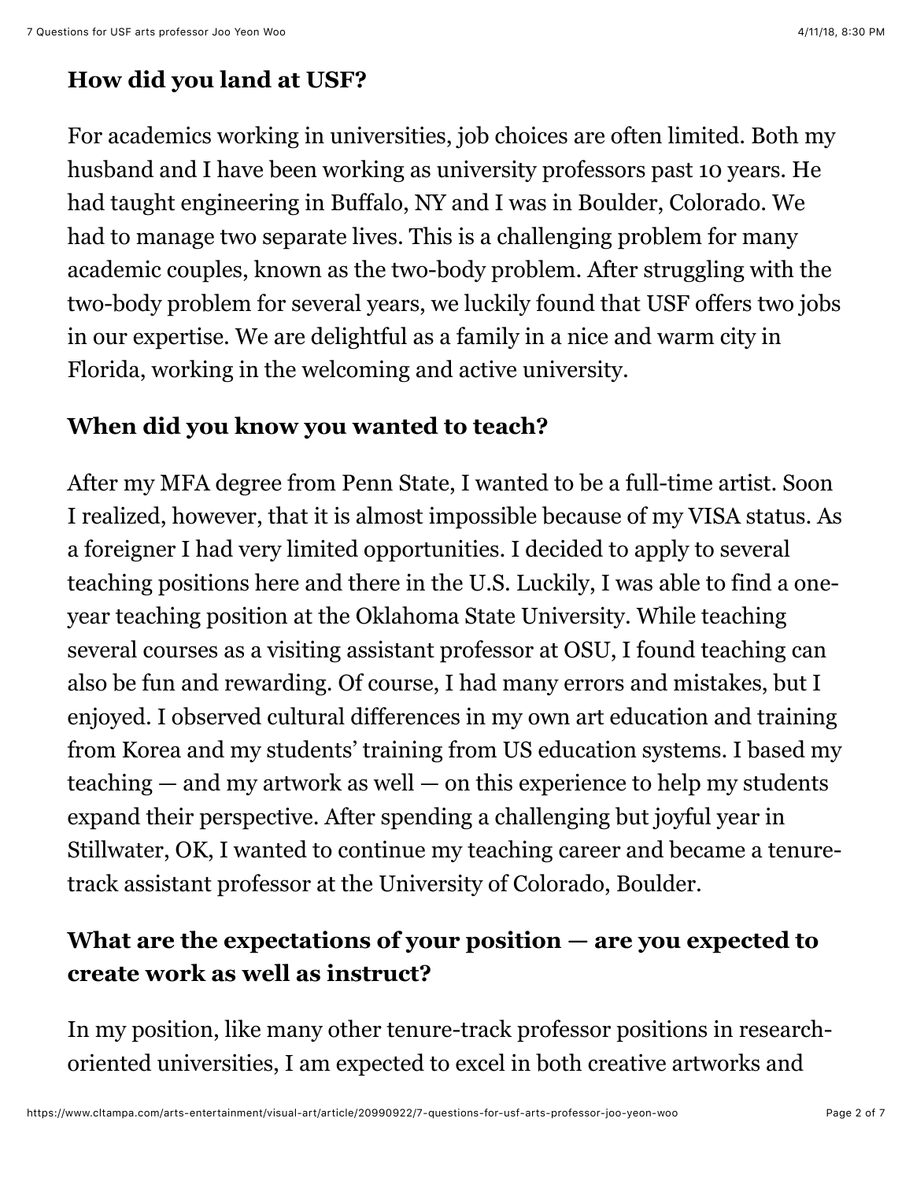## How did you land at USF?

For academics working in universities, job choices are often limited. Both my husband and I have been working as university professors past 10 years. He had taught engineering in Buffalo, NY and I was in Boulder, Colorado. We had to manage two separate lives. This is a challenging problem for many academic couples, known as the two-body problem. After struggling with the two-body problem for several years, we luckily found that USF offers two jobs in our expertise. We are delightful as a family in a nice and warm city in Florida, working in the welcoming and active university.

## When did you know you wanted to teach?

After my MFA degree from Penn State, I wanted to be a full-time artist. Soon I realized, however, that it is almost impossible because of my VISA status. As a foreigner I had very limited opportunities. I decided to apply to several teaching positions here and there in the U.S. Luckily, I was able to find a one-year teaching position at the Oklahoma State University. While teaching several courses as a visiting assistant professor at OSU, I found teaching can also be fun and rewarding. Of course, I had many errors and mistakes, but I enjoyed. I observed cultural differences in my own art education and training from Korea and my students' training from US education systems. I based my teaching — and my artwork as well — on this experience to help my students expand their perspective. After spending a challenging but joyful year in Stillwater, OK, I wanted to continue my teaching career and became a tenure-track assistant professor at the University of Colorado, Boulder.

## What are the expectations of your position — are you expected to create work as well as instruct?

In my position, like many other tenure-track professor positions in research-oriented universities, I am expected to excel in both creative artworks and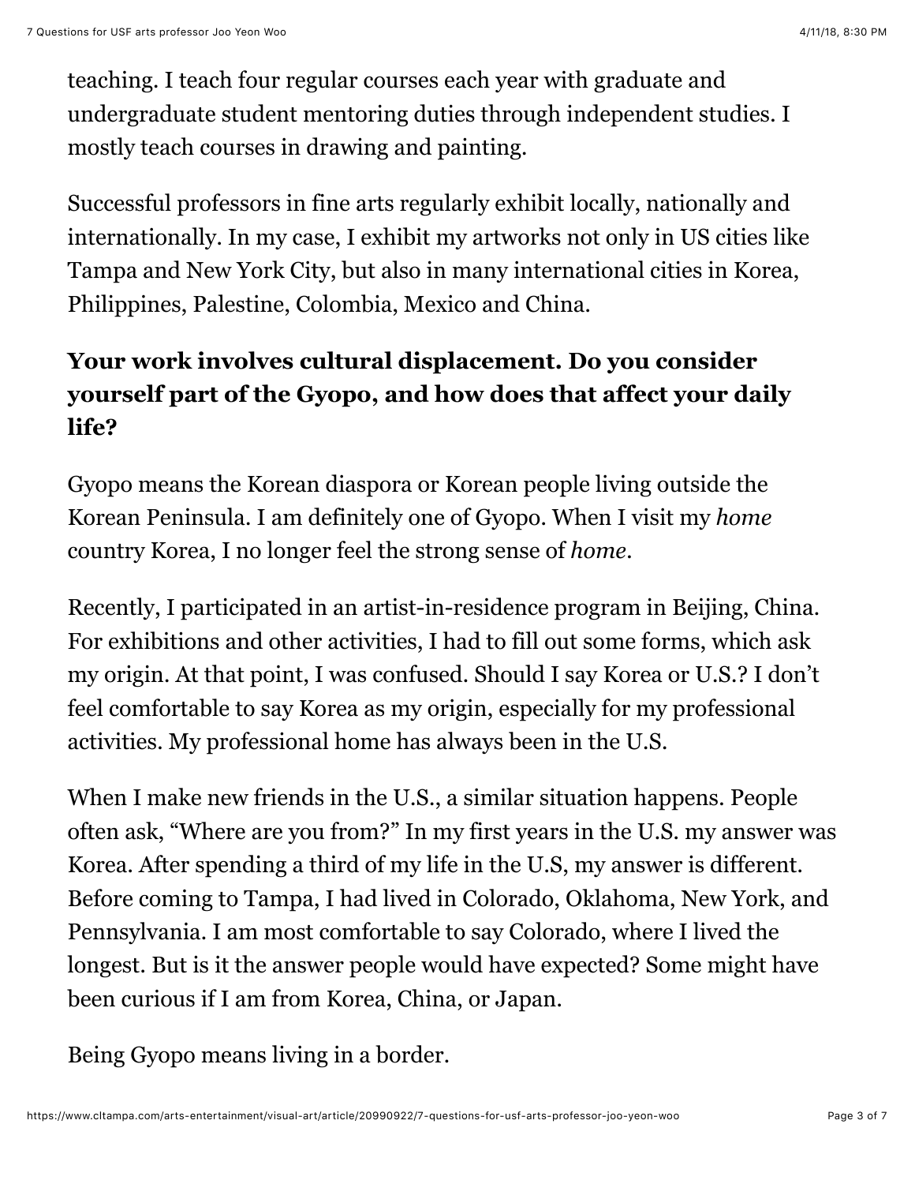teaching. I teach four regular courses each year with graduate and undergraduate student mentoring duties through independent studies. I mostly teach courses in drawing and painting.

Successful professors in fine arts regularly exhibit locally, nationally and internationally. In my case, I exhibit my artworks not only in US cities like Tampa and New York City, but also in many international cities in Korea, Philippines, Palestine, Colombia, Mexico and China.

**Your work involves cultural displacement. Do you consider yourself part of the Gyopo, and how does that affect your daily life?**

Gyopo means the Korean diaspora or Korean people living outside the Korean Peninsula. I am definitely one of Gyopo. When I visit my *home* country Korea, I no longer feel the strong sense of *home*.

Recently, I participated in an artist-in-residence program in Beijing, China. For exhibitions and other activities, I had to fill out some forms, which ask my origin. At that point, I was confused. Should I say Korea or U.S.? I don't feel comfortable to say Korea as my origin, especially for my professional activities. My professional home has always been in the U.S.

When I make new friends in the U.S., a similar situation happens. People often ask, "Where are you from?" In my first years in the U.S. my answer was Korea. After spending a third of my life in the U.S, my answer is different. Before coming to Tampa, I had lived in Colorado, Oklahoma, New York, and Pennsylvania. I am most comfortable to say Colorado, where I lived the longest. But is it the answer people would have expected? Some might have been curious if I am from Korea, China, or Japan.

Being Gyopo means living in a border.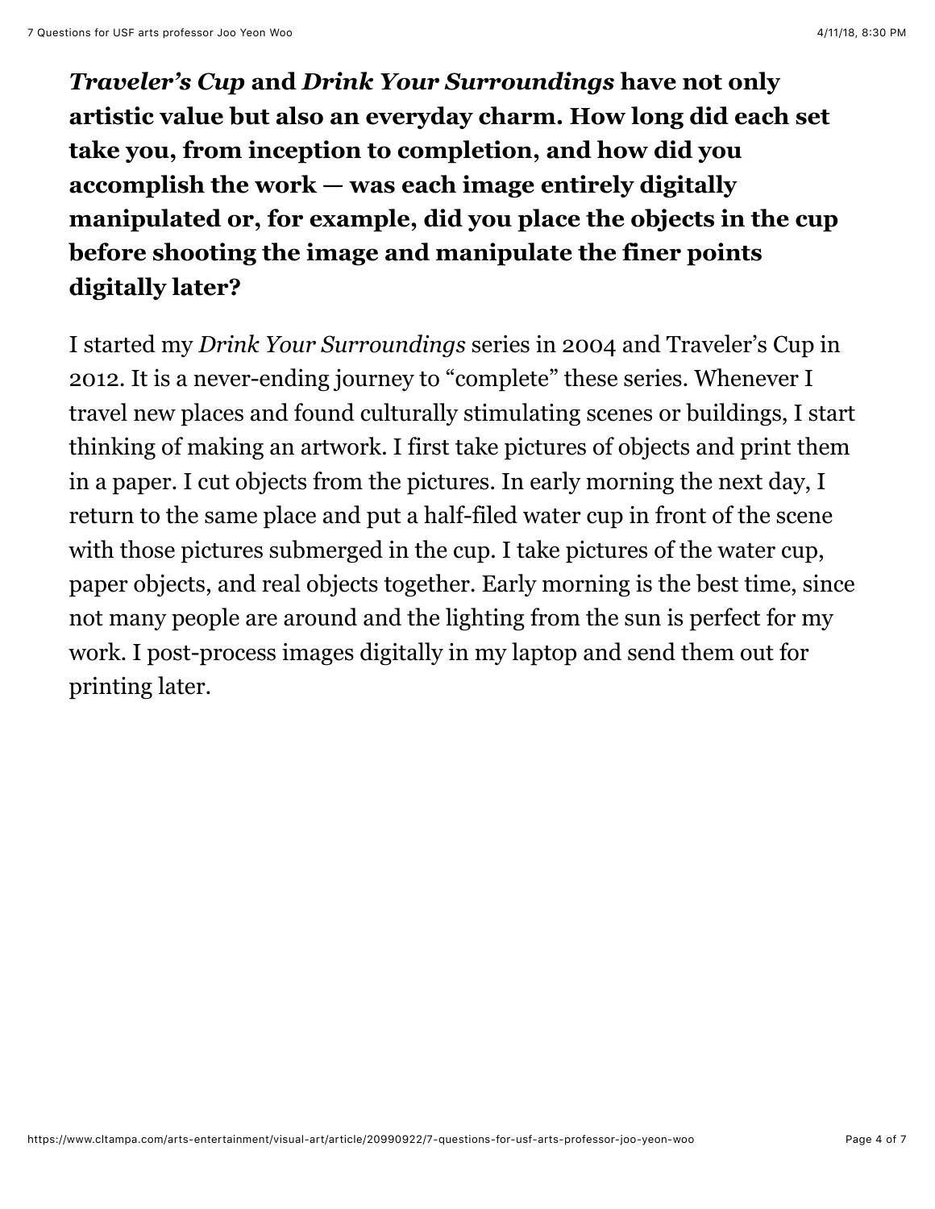**_Traveler's Cup_ and _Drink Your Surroundings_ have not only artistic value but also an everyday charm. How long did each set take you, from inception to completion, and how did you accomplish the work — was each image entirely digitally manipulated or, for example, did you place the objects in the cup before shooting the image and manipulate the finer points digitally later?**

I started my *Drink Your Surroundings* series in 2004 and Traveler's Cup in 2012. It is a never-ending journey to "complete" these series. Whenever I travel new places and found culturally stimulating scenes or buildings, I start thinking of making an artwork. I first take pictures of objects and print them in a paper. I cut objects from the pictures. In early morning the next day, I return to the same place and put a half-filed water cup in front of the scene with those pictures submerged in the cup. I take pictures of the water cup, paper objects, and real objects together. Early morning is the best time, since not many people are around and the lighting from the sun is perfect for my work. I post-process images digitally in my laptop and send them out for printing later.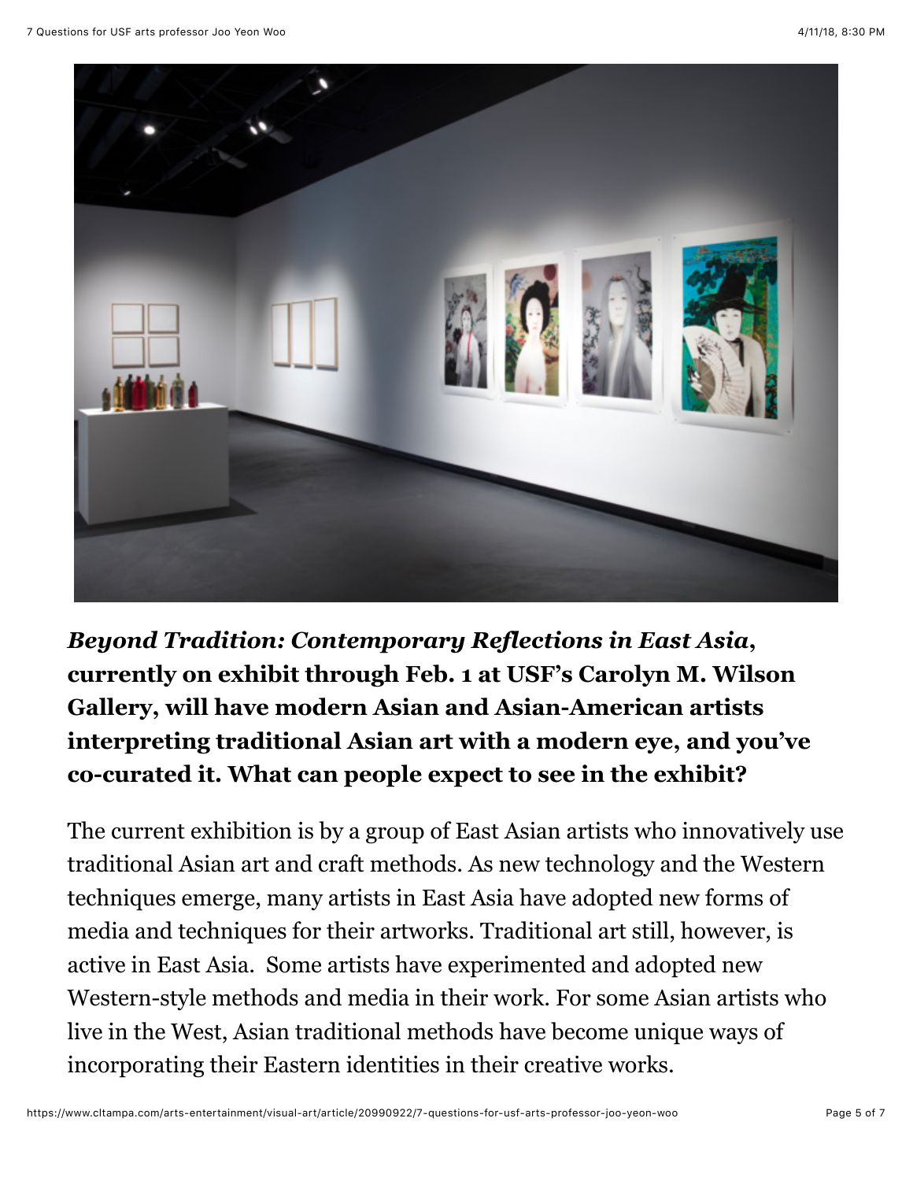***Beyond Tradition: Contemporary Reflections in East Asia*, currently on exhibit through Feb. 1 at USF's Carolyn M. Wilson Gallery, will have modern Asian and Asian-American artists interpreting traditional Asian art with a modern eye, and you've co-curated it. What can people expect to see in the exhibit?**

The current exhibition is by a group of East Asian artists who innovatively use traditional Asian art and craft methods. As new technology and the Western techniques emerge, many artists in East Asia have adopted new forms of media and techniques for their artworks. Traditional art still, however, is active in East Asia.  Some artists have experimented and adopted new Western-style methods and media in their work. For some Asian artists who live in the West, Asian traditional methods have become unique ways of incorporating their Eastern identities in their creative works.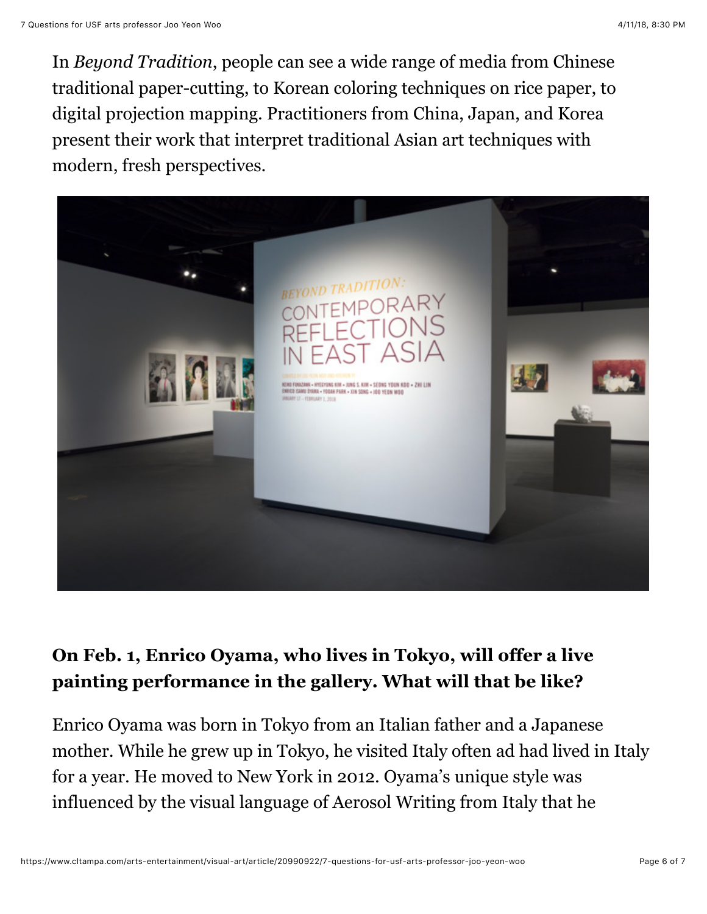In *Beyond Tradition*, people can see a wide range of media from Chinese traditional paper-cutting, to Korean coloring techniques on rice paper, to digital projection mapping. Practitioners from China, Japan, and Korea present their work that interpret traditional Asian art techniques with modern, fresh perspectives.

**On Feb. 1, Enrico Oyama, who lives in Tokyo, will offer a live painting performance in the gallery. What will that be like?**

Enrico Oyama was born in Tokyo from an Italian father and a Japanese mother. While he grew up in Tokyo, he visited Italy often ad had lived in Italy for a year. He moved to New York in 2012. Oyama's unique style was influenced by the visual language of Aerosol Writing from Italy that he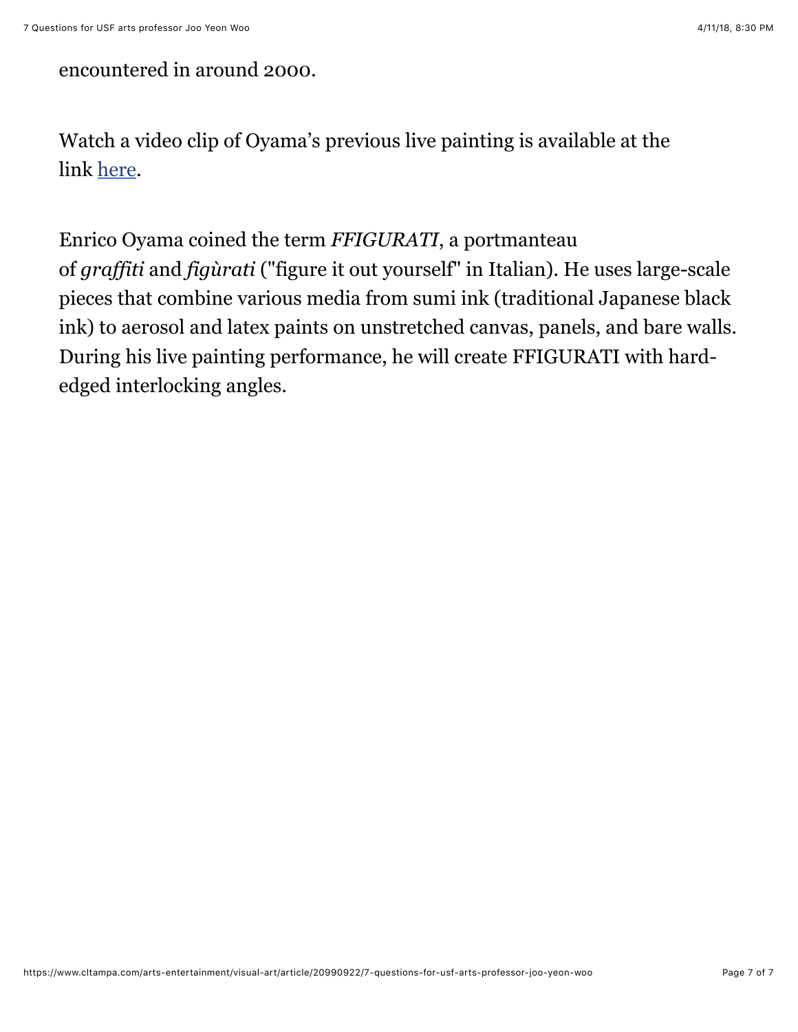encountered in around 2000.

Watch a video clip of Oyama's previous live painting is available at the link [here](#).

Enrico Oyama coined the term *FFIGURATI*, a portmanteau of *graffiti* and *figùrati* ("figure it out yourself" in Italian). He uses large-scale pieces that combine various media from sumi ink (traditional Japanese black ink) to aerosol and latex paints on unstretched canvas, panels, and bare walls. During his live painting performance, he will create FFIGURATI with hard-edged interlocking angles.